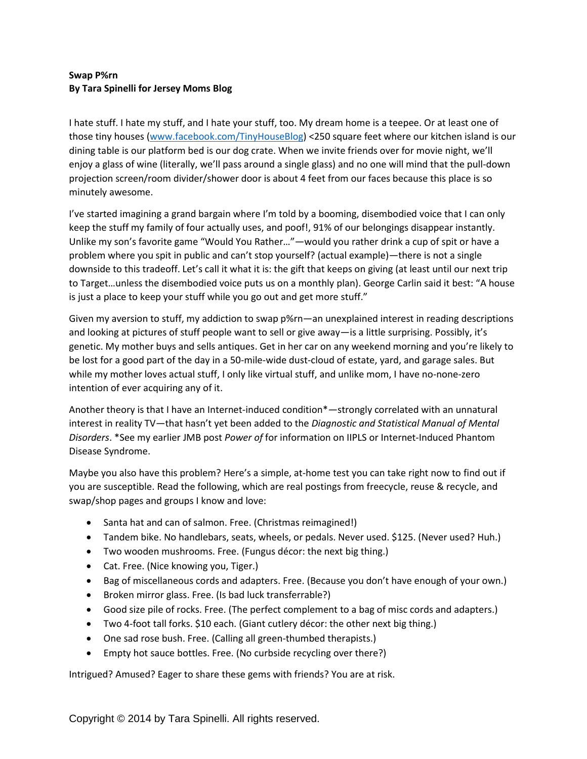**Swap P%rn**
**By Tara Spinelli for Jersey Moms Blog**

I hate stuff. I hate my stuff, and I hate your stuff, too. My dream home is a teepee. Or at least one of those tiny houses ([www.facebook.com/TinyHouseBlog](www.facebook.com/TinyHouseBlog)) <250 square feet where our kitchen island is our dining table is our platform bed is our dog crate. When we invite friends over for movie night, we'll enjoy a glass of wine (literally, we'll pass around a single glass) and no one will mind that the pull-down projection screen/room divider/shower door is about 4 feet from our faces because this place is so minutely awesome.

I've started imagining a grand bargain where I'm told by a booming, disembodied voice that I can only keep the stuff my family of four actually uses, and poof!, 91% of our belongings disappear instantly. Unlike my son's favorite game "Would You Rather…"—would you rather drink a cup of spit or have a problem where you spit in public and can't stop yourself? (actual example)—there is not a single downside to this tradeoff. Let's call it what it is: the gift that keeps on giving (at least until our next trip to Target…unless the disembodied voice puts us on a monthly plan). George Carlin said it best: "A house is just a place to keep your stuff while you go out and get more stuff."

Given my aversion to stuff, my addiction to swap p%rn—an unexplained interest in reading descriptions and looking at pictures of stuff people want to sell or give away—is a little surprising. Possibly, it's genetic. My mother buys and sells antiques. Get in her car on any weekend morning and you're likely to be lost for a good part of the day in a 50-mile-wide dust-cloud of estate, yard, and garage sales. But while my mother loves actual stuff, I only like virtual stuff, and unlike mom, I have no-none-zero intention of ever acquiring any of it.

Another theory is that I have an Internet-induced condition*—strongly correlated with an unnatural interest in reality TV—that hasn't yet been added to the *Diagnostic and Statistical Manual of Mental Disorders*. *See my earlier JMB post *Power of* for information on IIPLS or Internet-Induced Phantom Disease Syndrome.

Maybe you also have this problem? Here's a simple, at-home test you can take right now to find out if you are susceptible. Read the following, which are real postings from freecycle, reuse & recycle, and swap/shop pages and groups I know and love:

- Santa hat and can of salmon. Free. (Christmas reimagined!)
- Tandem bike. No handlebars, seats, wheels, or pedals. Never used. $125. (Never used? Huh.)
- Two wooden mushrooms. Free. (Fungus décor: the next big thing.)
- Cat. Free. (Nice knowing you, Tiger.)
- Bag of miscellaneous cords and adapters. Free. (Because you don't have enough of your own.)
- Broken mirror glass. Free. (Is bad luck transferrable?)
- Good size pile of rocks. Free. (The perfect complement to a bag of misc cords and adapters.)
- Two 4-foot tall forks. $10 each. (Giant cutlery décor: the other next big thing.)
- One sad rose bush. Free. (Calling all green-thumbed therapists.)
- Empty hot sauce bottles. Free. (No curbside recycling over there?)

Intrigued? Amused? Eager to share these gems with friends? You are at risk.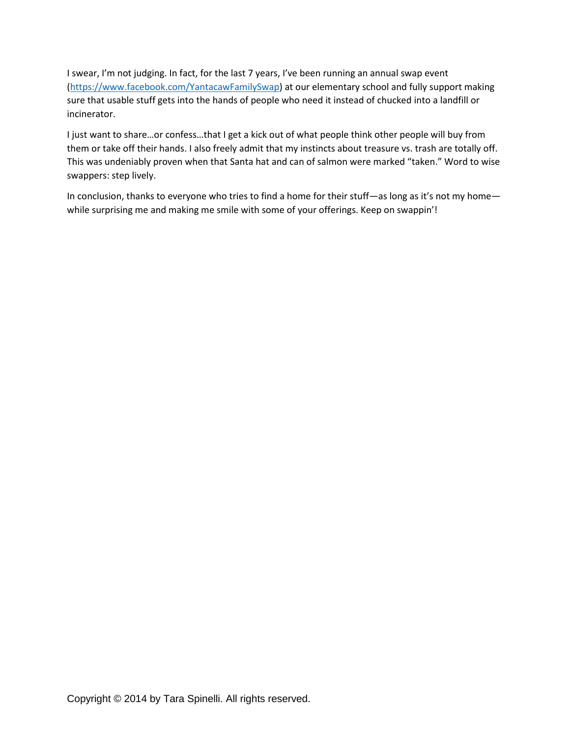I swear, I'm not judging. In fact, for the last 7 years, I've been running an annual swap event ([https://www.facebook.com/YantacawFamilySwap](https://www.facebook.com/YantacawFamilySwap)) at our elementary school and fully support making sure that usable stuff gets into the hands of people who need it instead of chucked into a landfill or incinerator.

I just want to share…or confess…that I get a kick out of what people think other people will buy from them or take off their hands. I also freely admit that my instincts about treasure vs. trash are totally off. This was undeniably proven when that Santa hat and can of salmon were marked "taken." Word to wise swappers: step lively.

In conclusion, thanks to everyone who tries to find a home for their stuff—as long as it's not my home—while surprising me and making me smile with some of your offerings. Keep on swappin'!

Copyright © 2014 by Tara Spinelli. All rights reserved.